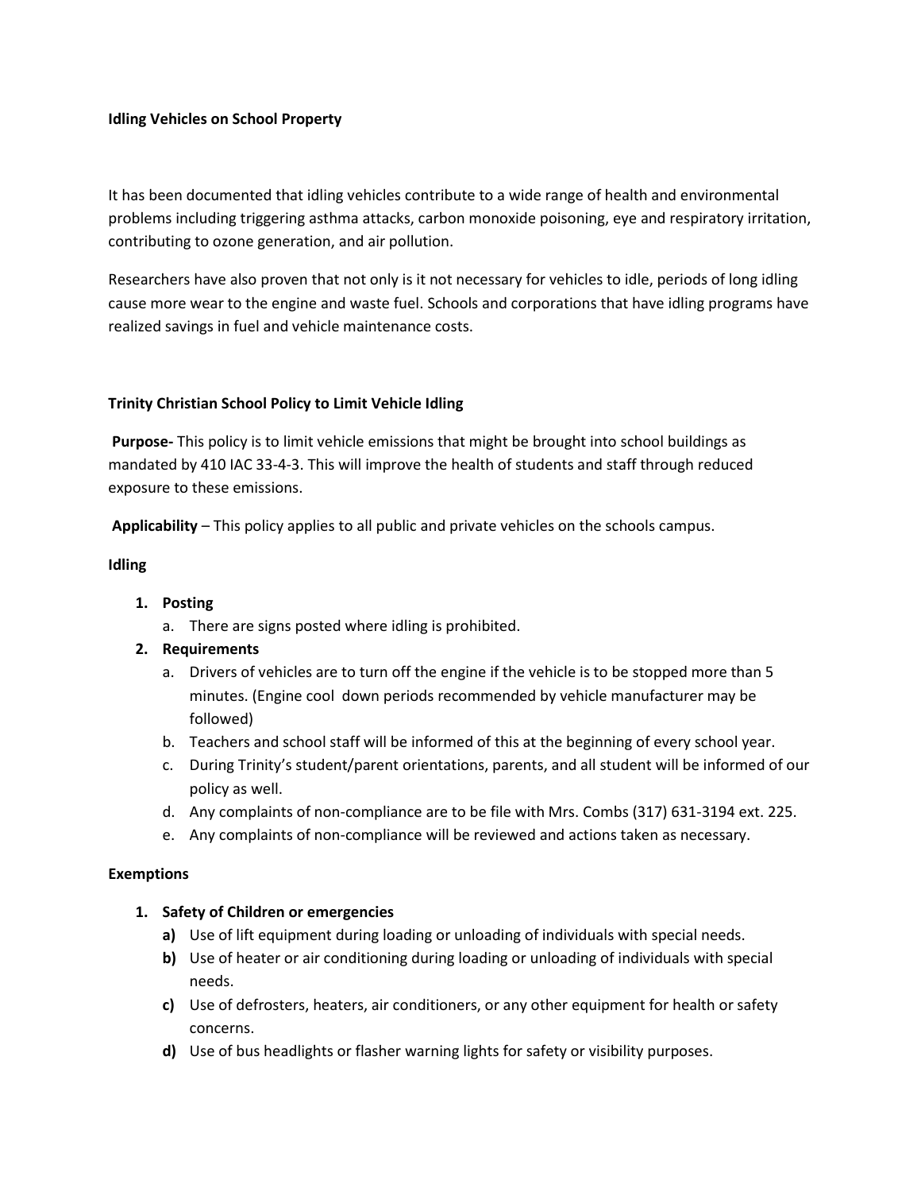**Idling Vehicles on School Property**

It has been documented that idling vehicles contribute to a wide range of health and environmental problems including triggering asthma attacks, carbon monoxide poisoning, eye and respiratory irritation, contributing to ozone generation, and air pollution.

Researchers have also proven that not only is it not necessary for vehicles to idle, periods of long idling cause more wear to the engine and waste fuel. Schools and corporations that have idling programs have realized savings in fuel and vehicle maintenance costs.

**Trinity Christian School Policy to Limit Vehicle Idling**

**Purpose-** This policy is to limit vehicle emissions that might be brought into school buildings as mandated by 410 IAC 33-4-3. This will improve the health of students and staff through reduced exposure to these emissions.

**Applicability** – This policy applies to all public and private vehicles on the schools campus.

**Idling**

1. **Posting**
   a. There are signs posted where idling is prohibited.
2. **Requirements**
   a. Drivers of vehicles are to turn off the engine if the vehicle is to be stopped more than 5 minutes. (Engine cool down periods recommended by vehicle manufacturer may be followed)
   b. Teachers and school staff will be informed of this at the beginning of every school year.
   c. During Trinity's student/parent orientations, parents, and all student will be informed of our policy as well.
   d. Any complaints of non-compliance are to be file with Mrs. Combs (317) 631-3194 ext. 225.
   e. Any complaints of non-compliance will be reviewed and actions taken as necessary.

**Exemptions**

1. **Safety of Children or emergencies**
   **a)** Use of lift equipment during loading or unloading of individuals with special needs.
   **b)** Use of heater or air conditioning during loading or unloading of individuals with special needs.
   **c)** Use of defrosters, heaters, air conditioners, or any other equipment for health or safety concerns.
   **d)** Use of bus headlights or flasher warning lights for safety or visibility purposes.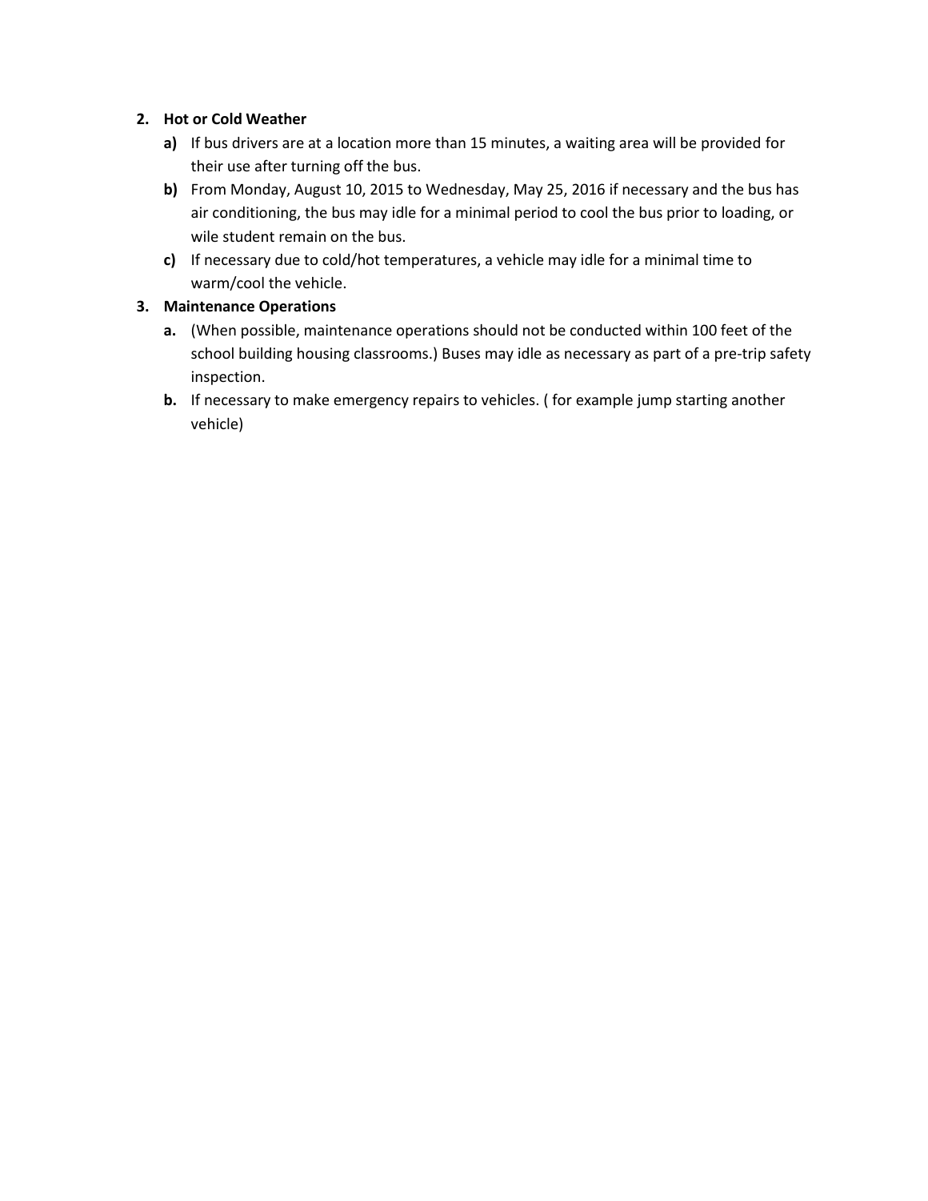2. **Hot or Cold Weather**
   - **a)** If bus drivers are at a location more than 15 minutes, a waiting area will be provided for their use after turning off the bus.
   - **b)** From Monday, August 10, 2015 to Wednesday, May 25, 2016 if necessary and the bus has air conditioning, the bus may idle for a minimal period to cool the bus prior to loading, or wile student remain on the bus.
   - **c)** If necessary due to cold/hot temperatures, a vehicle may idle for a minimal time to warm/cool the vehicle.
3. **Maintenance Operations**
   - **a.** (When possible, maintenance operations should not be conducted within 100 feet of the school building housing classrooms.) Buses may idle as necessary as part of a pre-trip safety inspection.
   - **b.** If necessary to make emergency repairs to vehicles. ( for example jump starting another vehicle)